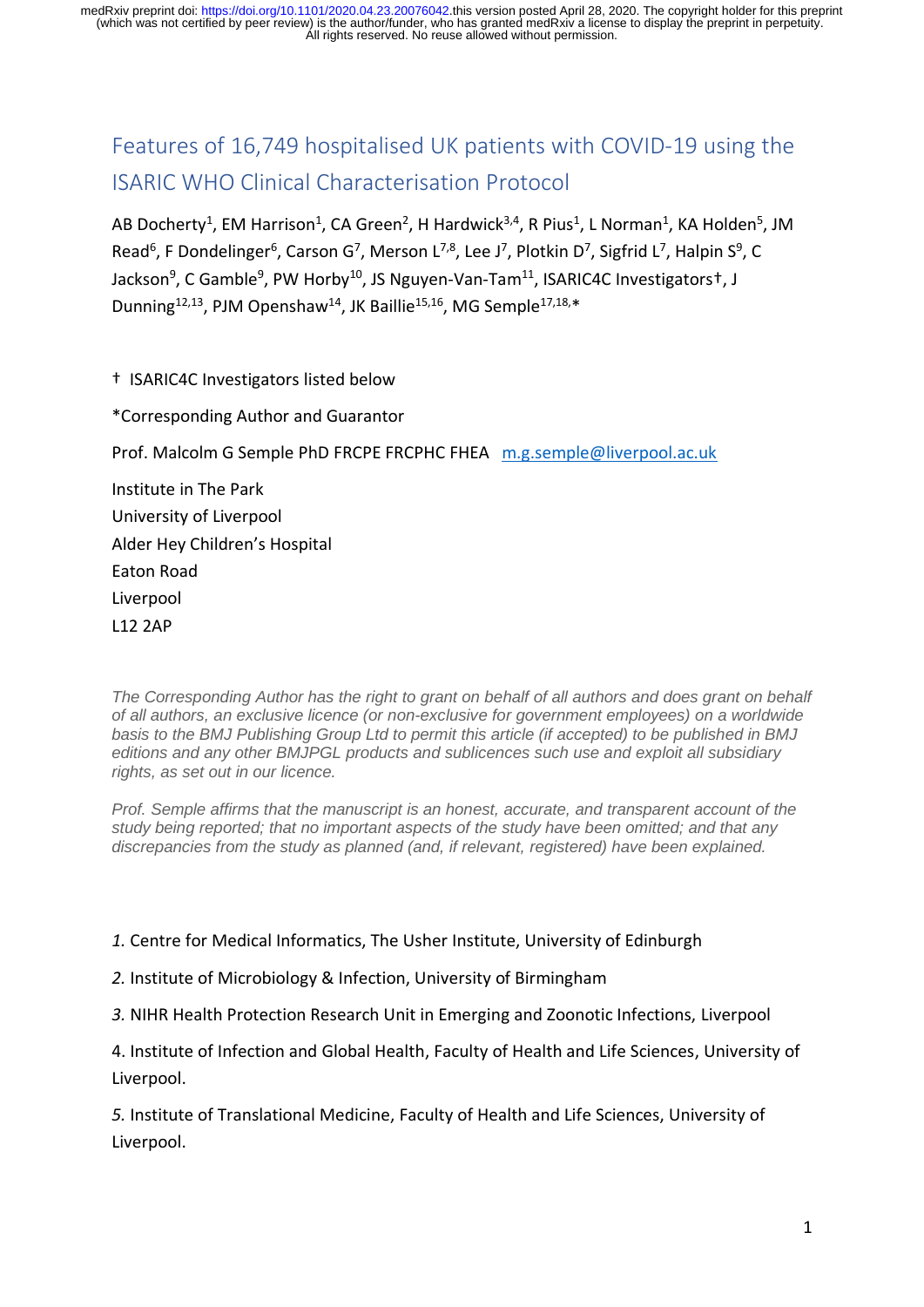# Features of 16,749 hospitalised UK patients with COVID-19 using the ISARIC WHO Clinical Characterisation Protocol

AB Docherty[1], EM Harrison[1], CA Green[2], H Hardwick[3,4], R Pius[1], L Norman[1], KA Holden[5], JM Read[6], F Dondelinger[6], Carson G[7], Merson L[7,8], Lee J[7], Plotkin D[7], Sigfrid L[7], Halpin S[9], C Jackson[9], C Gamble[9], PW Horby[10], JS Nguyen-Van-Tam[11], ISARIC4C Investigators†, J Dunning[12,13], PJM Openshaw[14], JK Baillie[15,16], MG Semple[17,18,*]

† ISARIC4C Investigators listed below

*Corresponding Author and Guarantor

Prof. Malcolm G Semple PhD FRCPE FRCPHC FHEA  m.g.semple@liverpool.ac.uk

Institute in The Park
University of Liverpool
Alder Hey Children's Hospital
Eaton Road
Liverpool
L12 2AP

*The Corresponding Author has the right to grant on behalf of all authors and does grant on behalf of all authors, an exclusive licence (or non-exclusive for government employees) on a worldwide basis to the BMJ Publishing Group Ltd to permit this article (if accepted) to be published in BMJ editions and any other BMJPGL products and sublicences such use and exploit all subsidiary rights, as set out in our licence.*

*Prof. Semple affirms that the manuscript is an honest, accurate, and transparent account of the study being reported; that no important aspects of the study have been omitted; and that any discrepancies from the study as planned (and, if relevant, registered) have been explained.*

1. Centre for Medical Informatics, The Usher Institute, University of Edinburgh
2. Institute of Microbiology & Infection, University of Birmingham
3. NIHR Health Protection Research Unit in Emerging and Zoonotic Infections, Liverpool
4. Institute of Infection and Global Health, Faculty of Health and Life Sciences, University of Liverpool.
5. Institute of Translational Medicine, Faculty of Health and Life Sciences, University of Liverpool.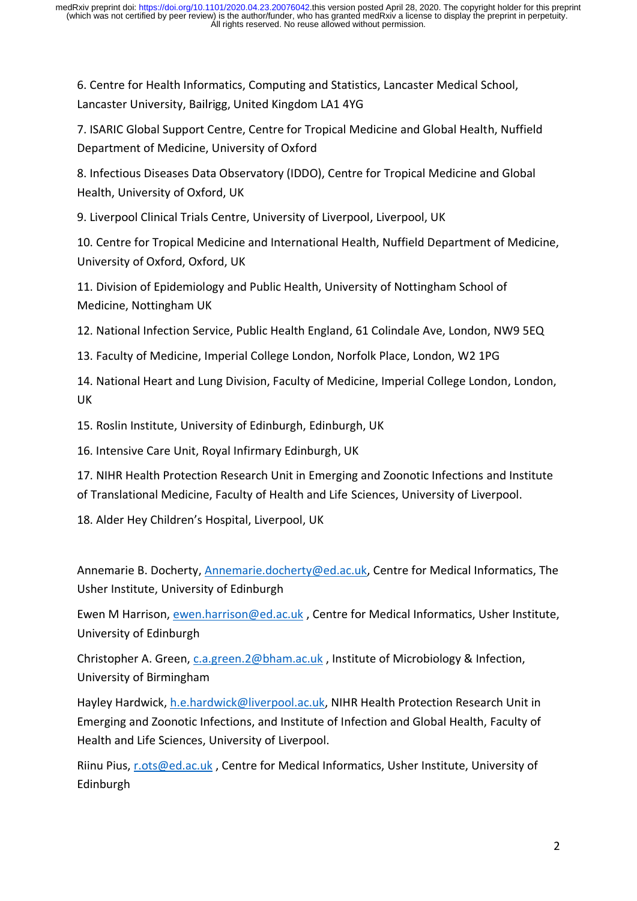6. Centre for Health Informatics, Computing and Statistics, Lancaster Medical School, Lancaster University, Bailrigg, United Kingdom LA1 4YG

7. ISARIC Global Support Centre, Centre for Tropical Medicine and Global Health, Nuffield Department of Medicine, University of Oxford

8. Infectious Diseases Data Observatory (IDDO), Centre for Tropical Medicine and Global Health, University of Oxford, UK

9. Liverpool Clinical Trials Centre, University of Liverpool, Liverpool, UK

10. Centre for Tropical Medicine and International Health, Nuffield Department of Medicine, University of Oxford, Oxford, UK

11. Division of Epidemiology and Public Health, University of Nottingham School of Medicine, Nottingham UK

12. National Infection Service, Public Health England, 61 Colindale Ave, London, NW9 5EQ

13. Faculty of Medicine, Imperial College London, Norfolk Place, London, W2 1PG

14. National Heart and Lung Division, Faculty of Medicine, Imperial College London, London, UK

15. Roslin Institute, University of Edinburgh, Edinburgh, UK

16. Intensive Care Unit, Royal Infirmary Edinburgh, UK

17. NIHR Health Protection Research Unit in Emerging and Zoonotic Infections and Institute of Translational Medicine, Faculty of Health and Life Sciences, University of Liverpool.

18. Alder Hey Children's Hospital, Liverpool, UK

Annemarie B. Docherty, Annemarie.docherty@ed.ac.uk, Centre for Medical Informatics, The Usher Institute, University of Edinburgh

Ewen M Harrison, ewen.harrison@ed.ac.uk , Centre for Medical Informatics, Usher Institute, University of Edinburgh

Christopher A. Green, c.a.green.2@bham.ac.uk , Institute of Microbiology & Infection, University of Birmingham

Hayley Hardwick, h.e.hardwick@liverpool.ac.uk, NIHR Health Protection Research Unit in Emerging and Zoonotic Infections, and Institute of Infection and Global Health, Faculty of Health and Life Sciences, University of Liverpool.

Riinu Pius, r.ots@ed.ac.uk , Centre for Medical Informatics, Usher Institute, University of Edinburgh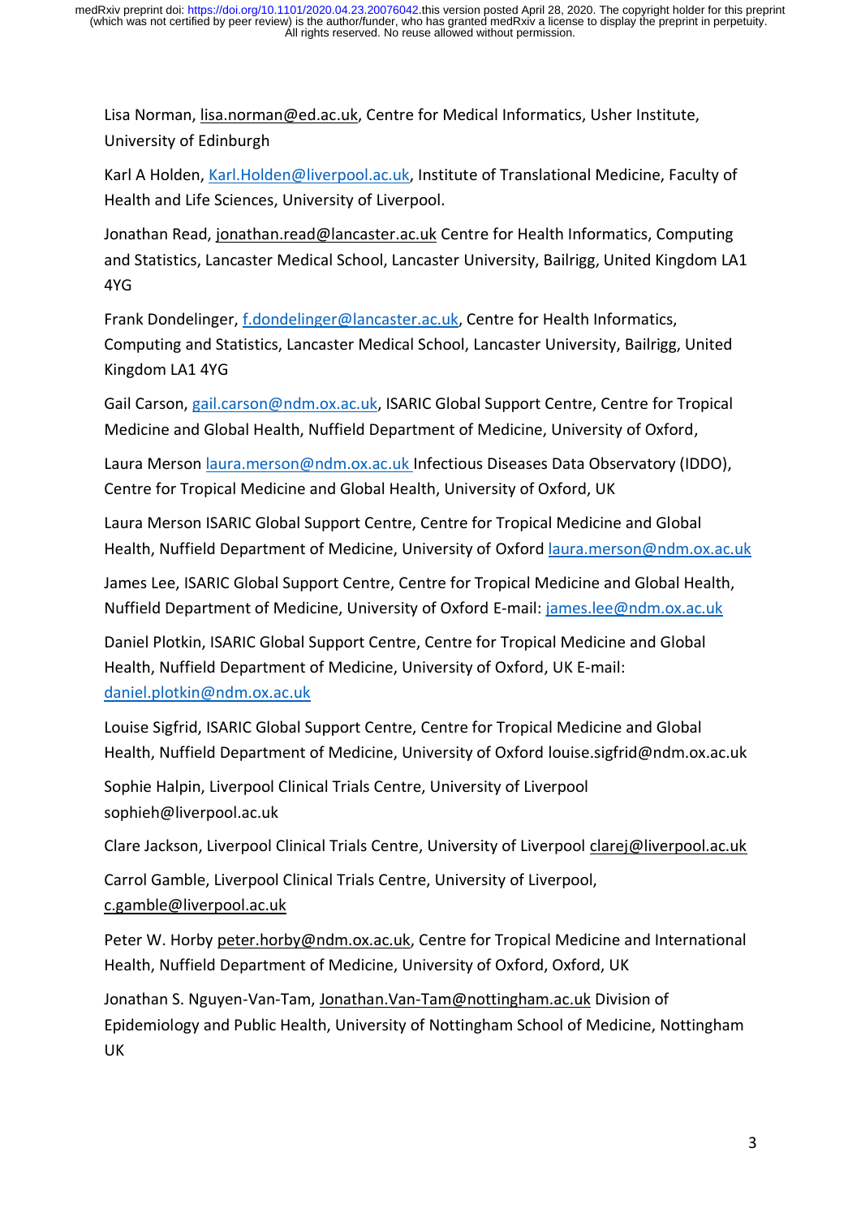Lisa Norman, lisa.norman@ed.ac.uk, Centre for Medical Informatics, Usher Institute, University of Edinburgh

Karl A Holden, Karl.Holden@liverpool.ac.uk, Institute of Translational Medicine, Faculty of Health and Life Sciences, University of Liverpool.

Jonathan Read, jonathan.read@lancaster.ac.uk Centre for Health Informatics, Computing and Statistics, Lancaster Medical School, Lancaster University, Bailrigg, United Kingdom LA1 4YG

Frank Dondelinger, f.dondelinger@lancaster.ac.uk, Centre for Health Informatics, Computing and Statistics, Lancaster Medical School, Lancaster University, Bailrigg, United Kingdom LA1 4YG

Gail Carson, gail.carson@ndm.ox.ac.uk, ISARIC Global Support Centre, Centre for Tropical Medicine and Global Health, Nuffield Department of Medicine, University of Oxford,

Laura Merson laura.merson@ndm.ox.ac.uk Infectious Diseases Data Observatory (IDDO), Centre for Tropical Medicine and Global Health, University of Oxford, UK

Laura Merson ISARIC Global Support Centre, Centre for Tropical Medicine and Global Health, Nuffield Department of Medicine, University of Oxford laura.merson@ndm.ox.ac.uk

James Lee, ISARIC Global Support Centre, Centre for Tropical Medicine and Global Health, Nuffield Department of Medicine, University of Oxford E-mail: james.lee@ndm.ox.ac.uk

Daniel Plotkin, ISARIC Global Support Centre, Centre for Tropical Medicine and Global Health, Nuffield Department of Medicine, University of Oxford, UK E-mail: daniel.plotkin@ndm.ox.ac.uk

Louise Sigfrid, ISARIC Global Support Centre, Centre for Tropical Medicine and Global Health, Nuffield Department of Medicine, University of Oxford louise.sigfrid@ndm.ox.ac.uk

Sophie Halpin, Liverpool Clinical Trials Centre, University of Liverpool sophieh@liverpool.ac.uk

Clare Jackson, Liverpool Clinical Trials Centre, University of Liverpool clarej@liverpool.ac.uk

Carrol Gamble, Liverpool Clinical Trials Centre, University of Liverpool, c.gamble@liverpool.ac.uk

Peter W. Horby peter.horby@ndm.ox.ac.uk, Centre for Tropical Medicine and International Health, Nuffield Department of Medicine, University of Oxford, Oxford, UK

Jonathan S. Nguyen-Van-Tam, Jonathan.Van-Tam@nottingham.ac.uk Division of Epidemiology and Public Health, University of Nottingham School of Medicine, Nottingham UK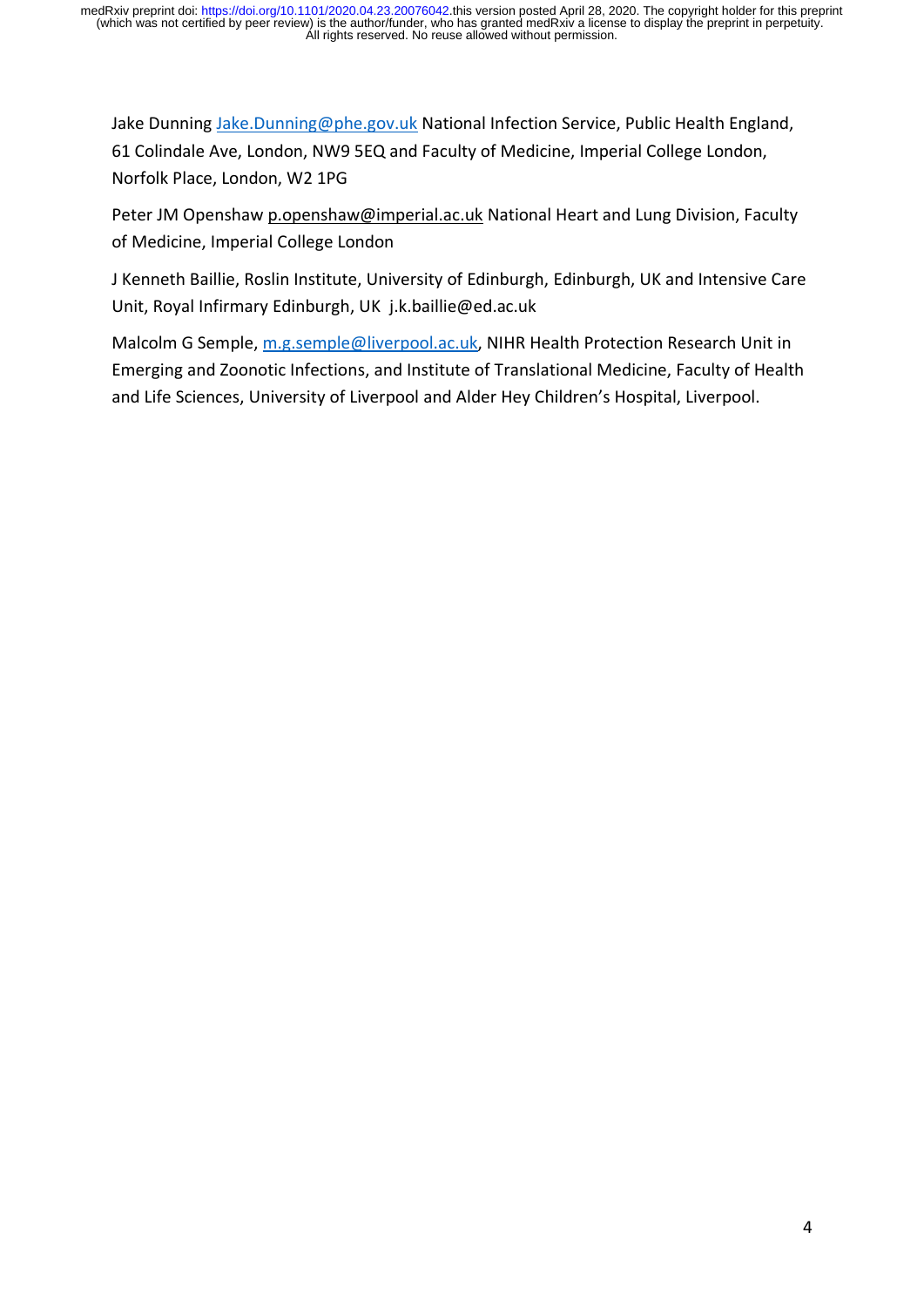Jake Dunning Jake.Dunning@phe.gov.uk National Infection Service, Public Health England, 61 Colindale Ave, London, NW9 5EQ and Faculty of Medicine, Imperial College London, Norfolk Place, London, W2 1PG

Peter JM Openshaw p.openshaw@imperial.ac.uk National Heart and Lung Division, Faculty of Medicine, Imperial College London

J Kenneth Baillie, Roslin Institute, University of Edinburgh, Edinburgh, UK and Intensive Care Unit, Royal Infirmary Edinburgh, UK j.k.baillie@ed.ac.uk

Malcolm G Semple, m.g.semple@liverpool.ac.uk, NIHR Health Protection Research Unit in Emerging and Zoonotic Infections, and Institute of Translational Medicine, Faculty of Health and Life Sciences, University of Liverpool and Alder Hey Children's Hospital, Liverpool.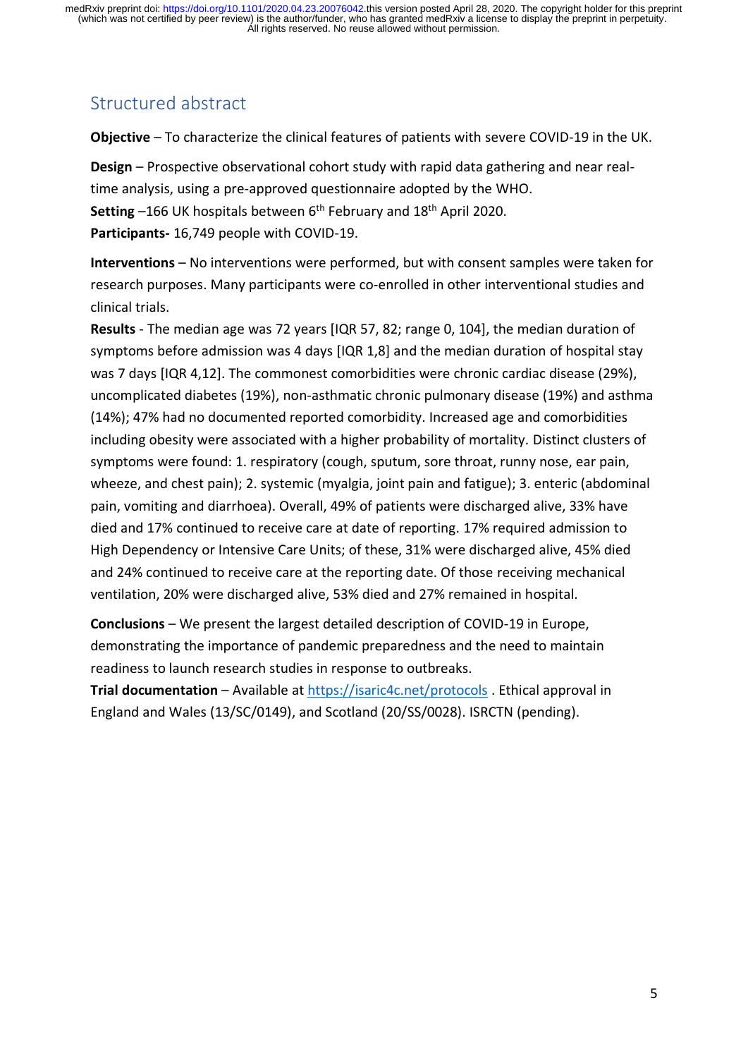## Structured abstract

**Objective** – To characterize the clinical features of patients with severe COVID-19 in the UK.

**Design** – Prospective observational cohort study with rapid data gathering and near real-time analysis, using a pre-approved questionnaire adopted by the WHO.
**Setting** –166 UK hospitals between 6th February and 18th April 2020.
**Participants-** 16,749 people with COVID-19.

**Interventions** – No interventions were performed, but with consent samples were taken for research purposes. Many participants were co-enrolled in other interventional studies and clinical trials.

**Results** - The median age was 72 years [IQR 57, 82; range 0, 104], the median duration of symptoms before admission was 4 days [IQR 1,8] and the median duration of hospital stay was 7 days [IQR 4,12]. The commonest comorbidities were chronic cardiac disease (29%), uncomplicated diabetes (19%), non-asthmatic chronic pulmonary disease (19%) and asthma (14%); 47% had no documented reported comorbidity. Increased age and comorbidities including obesity were associated with a higher probability of mortality. Distinct clusters of symptoms were found: 1. respiratory (cough, sputum, sore throat, runny nose, ear pain, wheeze, and chest pain); 2. systemic (myalgia, joint pain and fatigue); 3. enteric (abdominal pain, vomiting and diarrhoea). Overall, 49% of patients were discharged alive, 33% have died and 17% continued to receive care at date of reporting. 17% required admission to High Dependency or Intensive Care Units; of these, 31% were discharged alive, 45% died and 24% continued to receive care at the reporting date. Of those receiving mechanical ventilation, 20% were discharged alive, 53% died and 27% remained in hospital.

**Conclusions** – We present the largest detailed description of COVID-19 in Europe, demonstrating the importance of pandemic preparedness and the need to maintain readiness to launch research studies in response to outbreaks.

**Trial documentation** – Available at https://isaric4c.net/protocols . Ethical approval in England and Wales (13/SC/0149), and Scotland (20/SS/0028). ISRCTN (pending).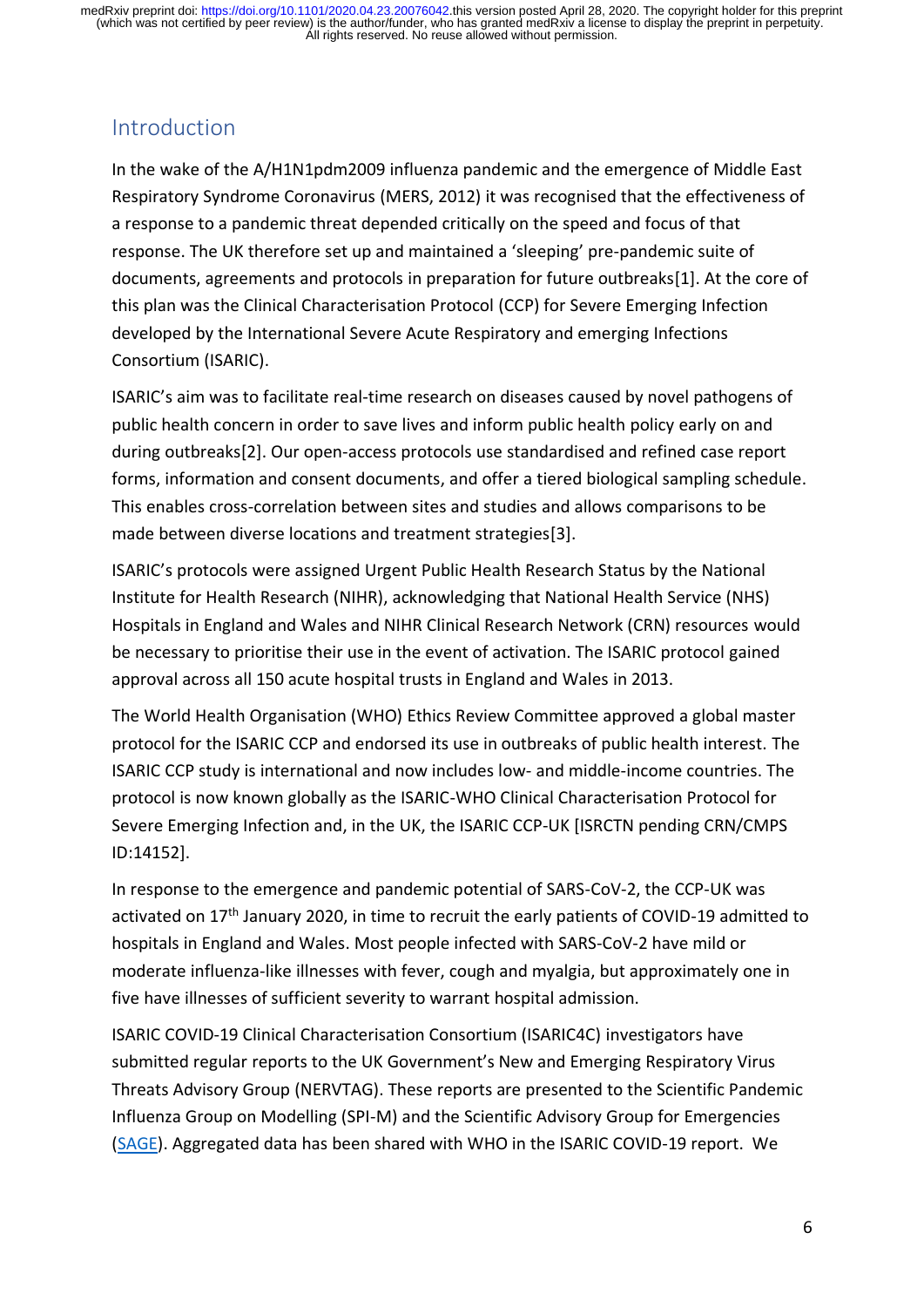## Introduction

In the wake of the A/H1N1pdm2009 influenza pandemic and the emergence of Middle East Respiratory Syndrome Coronavirus (MERS, 2012) it was recognised that the effectiveness of a response to a pandemic threat depended critically on the speed and focus of that response. The UK therefore set up and maintained a 'sleeping' pre-pandemic suite of documents, agreements and protocols in preparation for future outbreaks[1]. At the core of this plan was the Clinical Characterisation Protocol (CCP) for Severe Emerging Infection developed by the International Severe Acute Respiratory and emerging Infections Consortium (ISARIC).

ISARIC's aim was to facilitate real-time research on diseases caused by novel pathogens of public health concern in order to save lives and inform public health policy early on and during outbreaks[2]. Our open-access protocols use standardised and refined case report forms, information and consent documents, and offer a tiered biological sampling schedule. This enables cross-correlation between sites and studies and allows comparisons to be made between diverse locations and treatment strategies[3].

ISARIC's protocols were assigned Urgent Public Health Research Status by the National Institute for Health Research (NIHR), acknowledging that National Health Service (NHS) Hospitals in England and Wales and NIHR Clinical Research Network (CRN) resources would be necessary to prioritise their use in the event of activation. The ISARIC protocol gained approval across all 150 acute hospital trusts in England and Wales in 2013.

The World Health Organisation (WHO) Ethics Review Committee approved a global master protocol for the ISARIC CCP and endorsed its use in outbreaks of public health interest. The ISARIC CCP study is international and now includes low- and middle-income countries. The protocol is now known globally as the ISARIC-WHO Clinical Characterisation Protocol for Severe Emerging Infection and, in the UK, the ISARIC CCP-UK [ISRCTN pending CRN/CMPS ID:14152].

In response to the emergence and pandemic potential of SARS-CoV-2, the CCP-UK was activated on 17th January 2020, in time to recruit the early patients of COVID-19 admitted to hospitals in England and Wales. Most people infected with SARS-CoV-2 have mild or moderate influenza-like illnesses with fever, cough and myalgia, but approximately one in five have illnesses of sufficient severity to warrant hospital admission.

ISARIC COVID-19 Clinical Characterisation Consortium (ISARIC4C) investigators have submitted regular reports to the UK Government's New and Emerging Respiratory Virus Threats Advisory Group (NERVTAG). These reports are presented to the Scientific Pandemic Influenza Group on Modelling (SPI-M) and the Scientific Advisory Group for Emergencies (SAGE). Aggregated data has been shared with WHO in the ISARIC COVID-19 report. We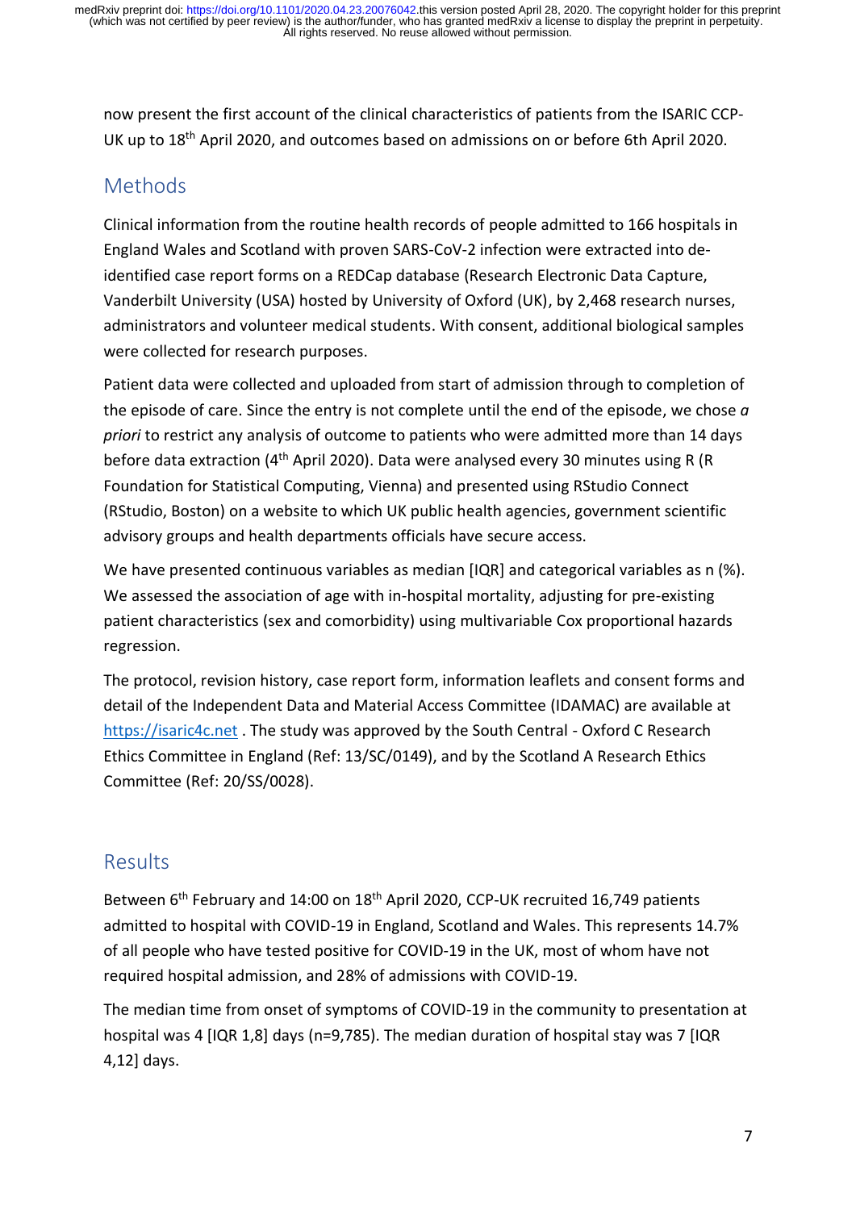now present the first account of the clinical characteristics of patients from the ISARIC CCP-UK up to 18th April 2020, and outcomes based on admissions on or before 6th April 2020.

## Methods

Clinical information from the routine health records of people admitted to 166 hospitals in England Wales and Scotland with proven SARS-CoV-2 infection were extracted into de-identified case report forms on a REDCap database (Research Electronic Data Capture, Vanderbilt University (USA) hosted by University of Oxford (UK), by 2,468 research nurses, administrators and volunteer medical students. With consent, additional biological samples were collected for research purposes.

Patient data were collected and uploaded from start of admission through to completion of the episode of care. Since the entry is not complete until the end of the episode, we chose *a priori* to restrict any analysis of outcome to patients who were admitted more than 14 days before data extraction (4th April 2020). Data were analysed every 30 minutes using R (R Foundation for Statistical Computing, Vienna) and presented using RStudio Connect (RStudio, Boston) on a website to which UK public health agencies, government scientific advisory groups and health departments officials have secure access.

We have presented continuous variables as median [IQR] and categorical variables as n (%). We assessed the association of age with in-hospital mortality, adjusting for pre-existing patient characteristics (sex and comorbidity) using multivariable Cox proportional hazards regression.

The protocol, revision history, case report form, information leaflets and consent forms and detail of the Independent Data and Material Access Committee (IDAMAC) are available at https://isaric4c.net . The study was approved by the South Central - Oxford C Research Ethics Committee in England (Ref: 13/SC/0149), and by the Scotland A Research Ethics Committee (Ref: 20/SS/0028).

## Results

Between 6th February and 14:00 on 18th April 2020, CCP-UK recruited 16,749 patients admitted to hospital with COVID-19 in England, Scotland and Wales. This represents 14.7% of all people who have tested positive for COVID-19 in the UK, most of whom have not required hospital admission, and 28% of admissions with COVID-19.

The median time from onset of symptoms of COVID-19 in the community to presentation at hospital was 4 [IQR 1,8] days (n=9,785). The median duration of hospital stay was 7 [IQR 4,12] days.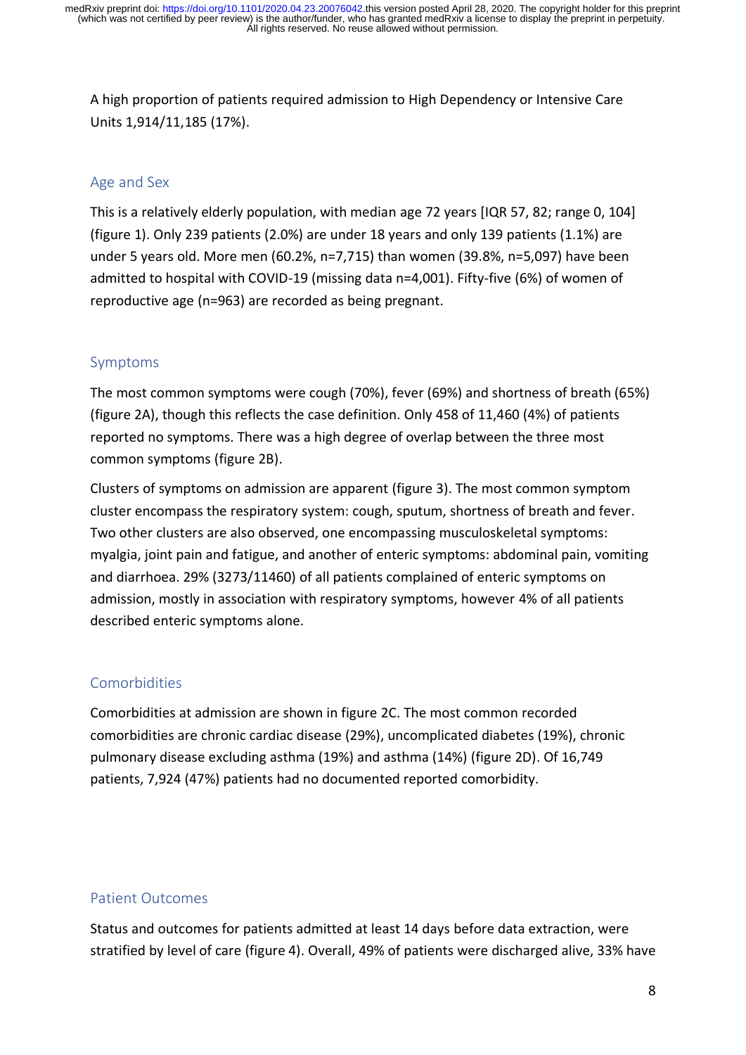A high proportion of patients required admission to High Dependency or Intensive Care Units 1,914/11,185 (17%).

## Age and Sex

This is a relatively elderly population, with median age 72 years [IQR 57, 82; range 0, 104] (figure 1). Only 239 patients (2.0%) are under 18 years and only 139 patients (1.1%) are under 5 years old. More men (60.2%, n=7,715) than women (39.8%, n=5,097) have been admitted to hospital with COVID-19 (missing data n=4,001). Fifty-five (6%) of women of reproductive age (n=963) are recorded as being pregnant.

## Symptoms

The most common symptoms were cough (70%), fever (69%) and shortness of breath (65%) (figure 2A), though this reflects the case definition. Only 458 of 11,460 (4%) of patients reported no symptoms. There was a high degree of overlap between the three most common symptoms (figure 2B).

Clusters of symptoms on admission are apparent (figure 3). The most common symptom cluster encompass the respiratory system: cough, sputum, shortness of breath and fever. Two other clusters are also observed, one encompassing musculoskeletal symptoms: myalgia, joint pain and fatigue, and another of enteric symptoms: abdominal pain, vomiting and diarrhoea. 29% (3273/11460) of all patients complained of enteric symptoms on admission, mostly in association with respiratory symptoms, however 4% of all patients described enteric symptoms alone.

## Comorbidities

Comorbidities at admission are shown in figure 2C. The most common recorded comorbidities are chronic cardiac disease (29%), uncomplicated diabetes (19%), chronic pulmonary disease excluding asthma (19%) and asthma (14%) (figure 2D). Of 16,749 patients, 7,924 (47%) patients had no documented reported comorbidity.

## Patient Outcomes

Status and outcomes for patients admitted at least 14 days before data extraction, were stratified by level of care (figure 4). Overall, 49% of patients were discharged alive, 33% have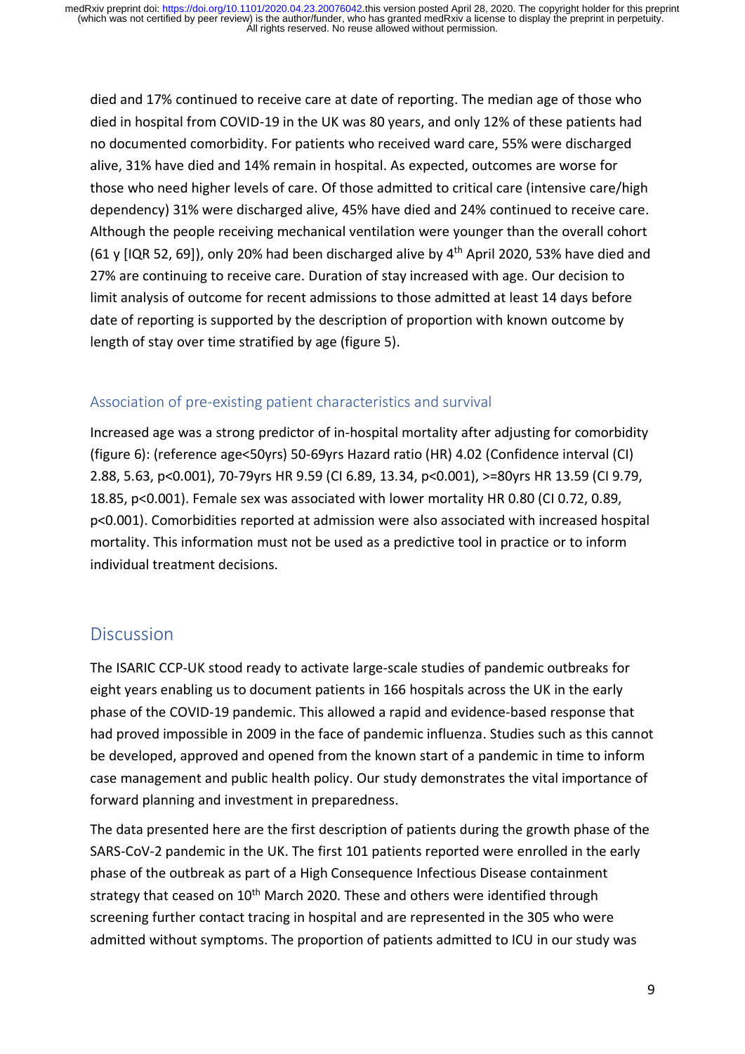died and 17% continued to receive care at date of reporting. The median age of those who died in hospital from COVID-19 in the UK was 80 years, and only 12% of these patients had no documented comorbidity. For patients who received ward care, 55% were discharged alive, 31% have died and 14% remain in hospital. As expected, outcomes are worse for those who need higher levels of care. Of those admitted to critical care (intensive care/high dependency) 31% were discharged alive, 45% have died and 24% continued to receive care. Although the people receiving mechanical ventilation were younger than the overall cohort (61 y [IQR 52, 69]), only 20% had been discharged alive by 4th April 2020, 53% have died and 27% are continuing to receive care. Duration of stay increased with age. Our decision to limit analysis of outcome for recent admissions to those admitted at least 14 days before date of reporting is supported by the description of proportion with known outcome by length of stay over time stratified by age (figure 5).

### Association of pre-existing patient characteristics and survival

Increased age was a strong predictor of in-hospital mortality after adjusting for comorbidity (figure 6): (reference age<50yrs) 50-69yrs Hazard ratio (HR) 4.02 (Confidence interval (CI) 2.88, 5.63, p<0.001), 70-79yrs HR 9.59 (CI 6.89, 13.34, p<0.001), >=80yrs HR 13.59 (CI 9.79, 18.85, p<0.001). Female sex was associated with lower mortality HR 0.80 (CI 0.72, 0.89, p<0.001). Comorbidities reported at admission were also associated with increased hospital mortality. This information must not be used as a predictive tool in practice or to inform individual treatment decisions.

## Discussion

The ISARIC CCP-UK stood ready to activate large-scale studies of pandemic outbreaks for eight years enabling us to document patients in 166 hospitals across the UK in the early phase of the COVID-19 pandemic. This allowed a rapid and evidence-based response that had proved impossible in 2009 in the face of pandemic influenza. Studies such as this cannot be developed, approved and opened from the known start of a pandemic in time to inform case management and public health policy. Our study demonstrates the vital importance of forward planning and investment in preparedness.

The data presented here are the first description of patients during the growth phase of the SARS-CoV-2 pandemic in the UK. The first 101 patients reported were enrolled in the early phase of the outbreak as part of a High Consequence Infectious Disease containment strategy that ceased on 10th March 2020. These and others were identified through screening further contact tracing in hospital and are represented in the 305 who were admitted without symptoms. The proportion of patients admitted to ICU in our study was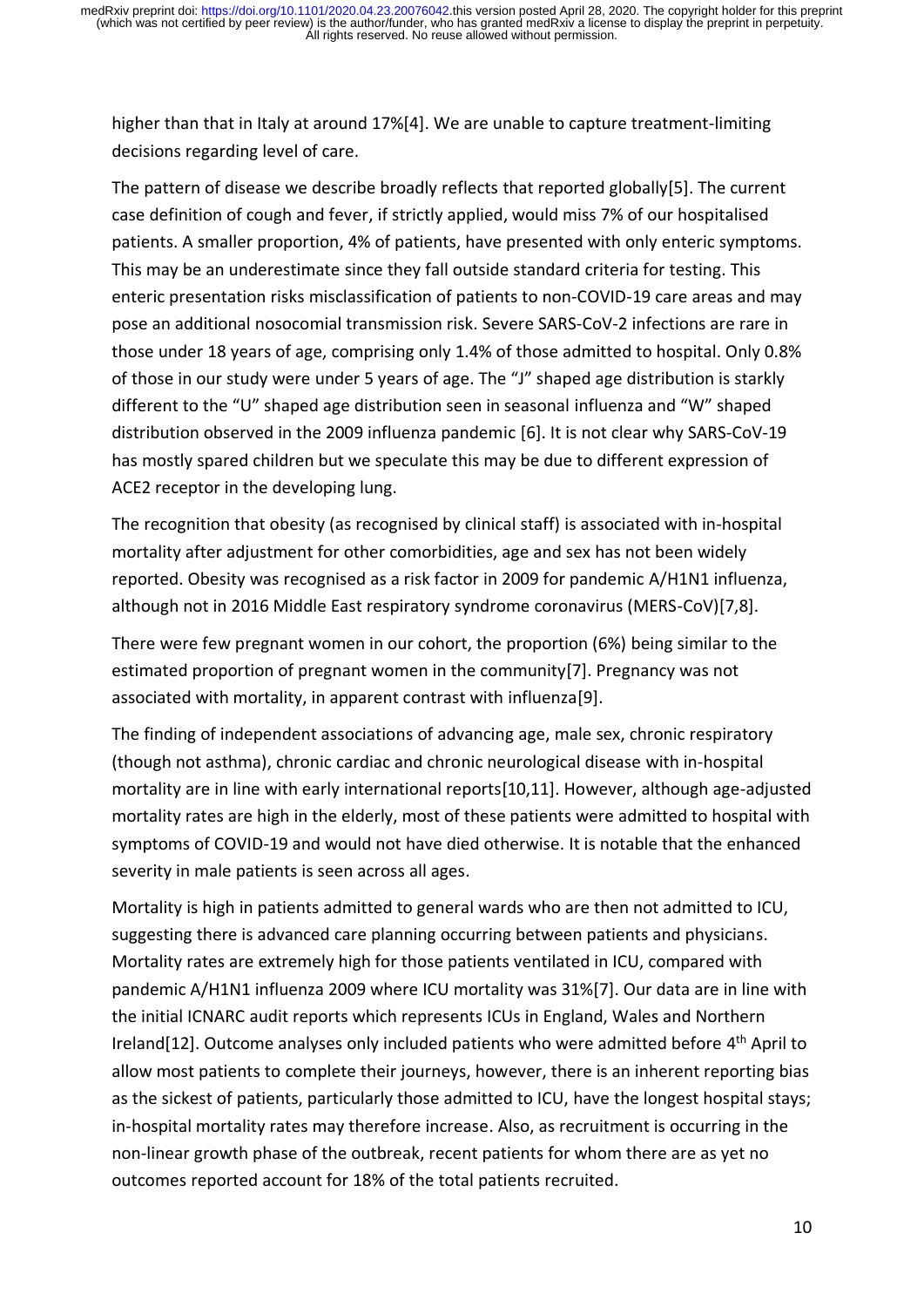higher than that in Italy at around 17%[4]. We are unable to capture treatment-limiting decisions regarding level of care.

The pattern of disease we describe broadly reflects that reported globally[5]. The current case definition of cough and fever, if strictly applied, would miss 7% of our hospitalised patients. A smaller proportion, 4% of patients, have presented with only enteric symptoms. This may be an underestimate since they fall outside standard criteria for testing. This enteric presentation risks misclassification of patients to non-COVID-19 care areas and may pose an additional nosocomial transmission risk. Severe SARS-CoV-2 infections are rare in those under 18 years of age, comprising only 1.4% of those admitted to hospital. Only 0.8% of those in our study were under 5 years of age. The "J" shaped age distribution is starkly different to the "U" shaped age distribution seen in seasonal influenza and "W" shaped distribution observed in the 2009 influenza pandemic [6]. It is not clear why SARS-CoV-19 has mostly spared children but we speculate this may be due to different expression of ACE2 receptor in the developing lung.

The recognition that obesity (as recognised by clinical staff) is associated with in-hospital mortality after adjustment for other comorbidities, age and sex has not been widely reported. Obesity was recognised as a risk factor in 2009 for pandemic A/H1N1 influenza, although not in 2016 Middle East respiratory syndrome coronavirus (MERS-CoV)[7,8].

There were few pregnant women in our cohort, the proportion (6%) being similar to the estimated proportion of pregnant women in the community[7]. Pregnancy was not associated with mortality, in apparent contrast with influenza[9].

The finding of independent associations of advancing age, male sex, chronic respiratory (though not asthma), chronic cardiac and chronic neurological disease with in-hospital mortality are in line with early international reports[10,11]. However, although age-adjusted mortality rates are high in the elderly, most of these patients were admitted to hospital with symptoms of COVID-19 and would not have died otherwise. It is notable that the enhanced severity in male patients is seen across all ages.

Mortality is high in patients admitted to general wards who are then not admitted to ICU, suggesting there is advanced care planning occurring between patients and physicians. Mortality rates are extremely high for those patients ventilated in ICU, compared with pandemic A/H1N1 influenza 2009 where ICU mortality was 31%[7]. Our data are in line with the initial ICNARC audit reports which represents ICUs in England, Wales and Northern Ireland[12]. Outcome analyses only included patients who were admitted before 4th April to allow most patients to complete their journeys, however, there is an inherent reporting bias as the sickest of patients, particularly those admitted to ICU, have the longest hospital stays; in-hospital mortality rates may therefore increase. Also, as recruitment is occurring in the non-linear growth phase of the outbreak, recent patients for whom there are as yet no outcomes reported account for 18% of the total patients recruited.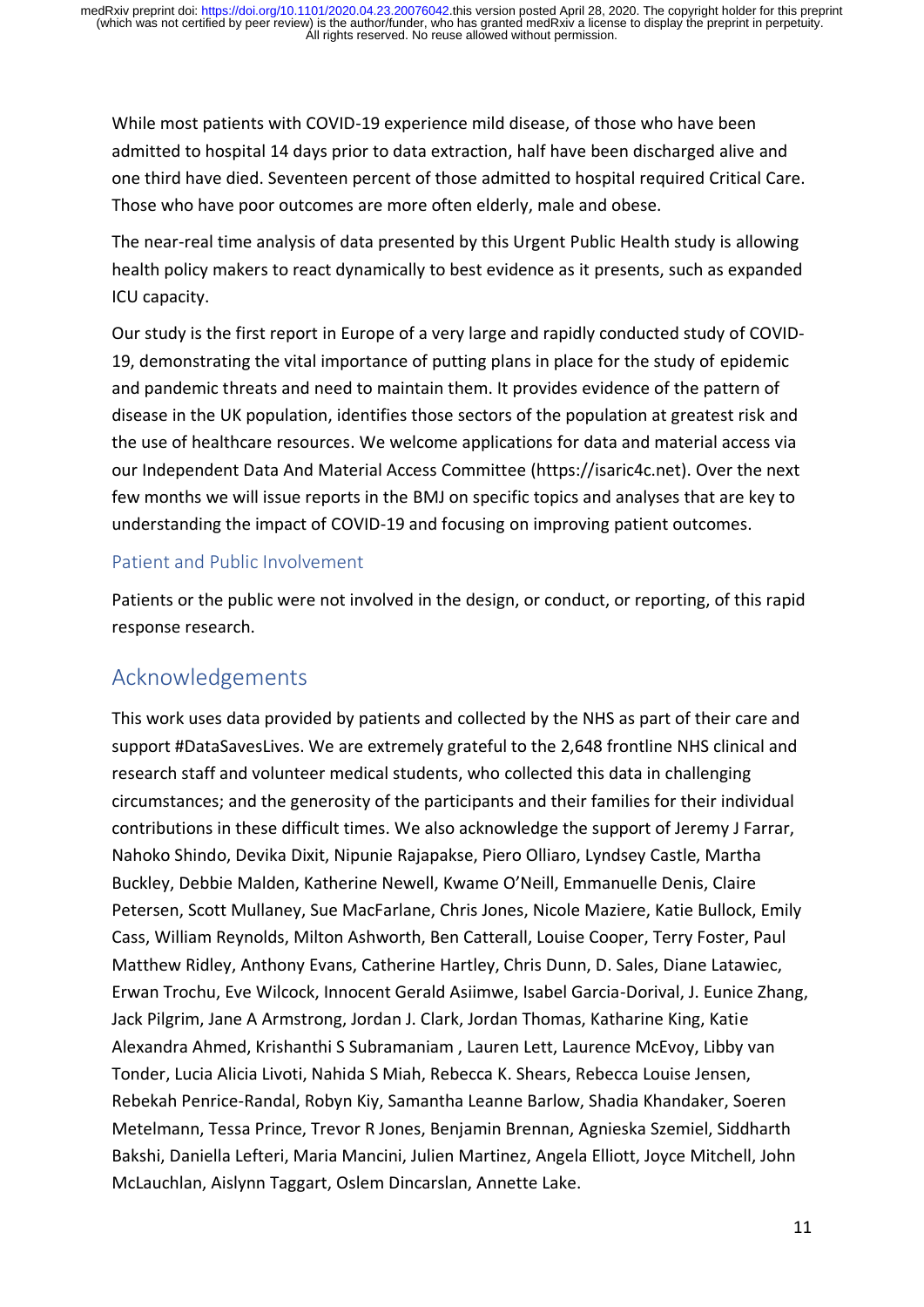While most patients with COVID-19 experience mild disease, of those who have been admitted to hospital 14 days prior to data extraction, half have been discharged alive and one third have died. Seventeen percent of those admitted to hospital required Critical Care. Those who have poor outcomes are more often elderly, male and obese.

The near-real time analysis of data presented by this Urgent Public Health study is allowing health policy makers to react dynamically to best evidence as it presents, such as expanded ICU capacity.

Our study is the first report in Europe of a very large and rapidly conducted study of COVID-19, demonstrating the vital importance of putting plans in place for the study of epidemic and pandemic threats and need to maintain them. It provides evidence of the pattern of disease in the UK population, identifies those sectors of the population at greatest risk and the use of healthcare resources. We welcome applications for data and material access via our Independent Data And Material Access Committee (https://isaric4c.net). Over the next few months we will issue reports in the BMJ on specific topics and analyses that are key to understanding the impact of COVID-19 and focusing on improving patient outcomes.

### Patient and Public Involvement

Patients or the public were not involved in the design, or conduct, or reporting, of this rapid response research.

## Acknowledgements

This work uses data provided by patients and collected by the NHS as part of their care and support #DataSavesLives. We are extremely grateful to the 2,648 frontline NHS clinical and research staff and volunteer medical students, who collected this data in challenging circumstances; and the generosity of the participants and their families for their individual contributions in these difficult times. We also acknowledge the support of Jeremy J Farrar, Nahoko Shindo, Devika Dixit, Nipunie Rajapakse, Piero Olliaro, Lyndsey Castle, Martha Buckley, Debbie Malden, Katherine Newell, Kwame O'Neill, Emmanuelle Denis, Claire Petersen, Scott Mullaney, Sue MacFarlane, Chris Jones, Nicole Maziere, Katie Bullock, Emily Cass, William Reynolds, Milton Ashworth, Ben Catterall, Louise Cooper, Terry Foster, Paul Matthew Ridley, Anthony Evans, Catherine Hartley, Chris Dunn, D. Sales, Diane Latawiec, Erwan Trochu, Eve Wilcock, Innocent Gerald Asiimwe, Isabel Garcia-Dorival, J. Eunice Zhang, Jack Pilgrim, Jane A Armstrong, Jordan J. Clark, Jordan Thomas, Katharine King, Katie Alexandra Ahmed, Krishanthi S Subramaniam , Lauren Lett, Laurence McEvoy, Libby van Tonder, Lucia Alicia Livoti, Nahida S Miah, Rebecca K. Shears, Rebecca Louise Jensen, Rebekah Penrice-Randal, Robyn Kiy, Samantha Leanne Barlow, Shadia Khandaker, Soeren Metelmann, Tessa Prince, Trevor R Jones, Benjamin Brennan, Agnieska Szemiel, Siddharth Bakshi, Daniella Lefteri, Maria Mancini, Julien Martinez, Angela Elliott, Joyce Mitchell, John McLauchlan, Aislynn Taggart, Oslem Dincarslan, Annette Lake.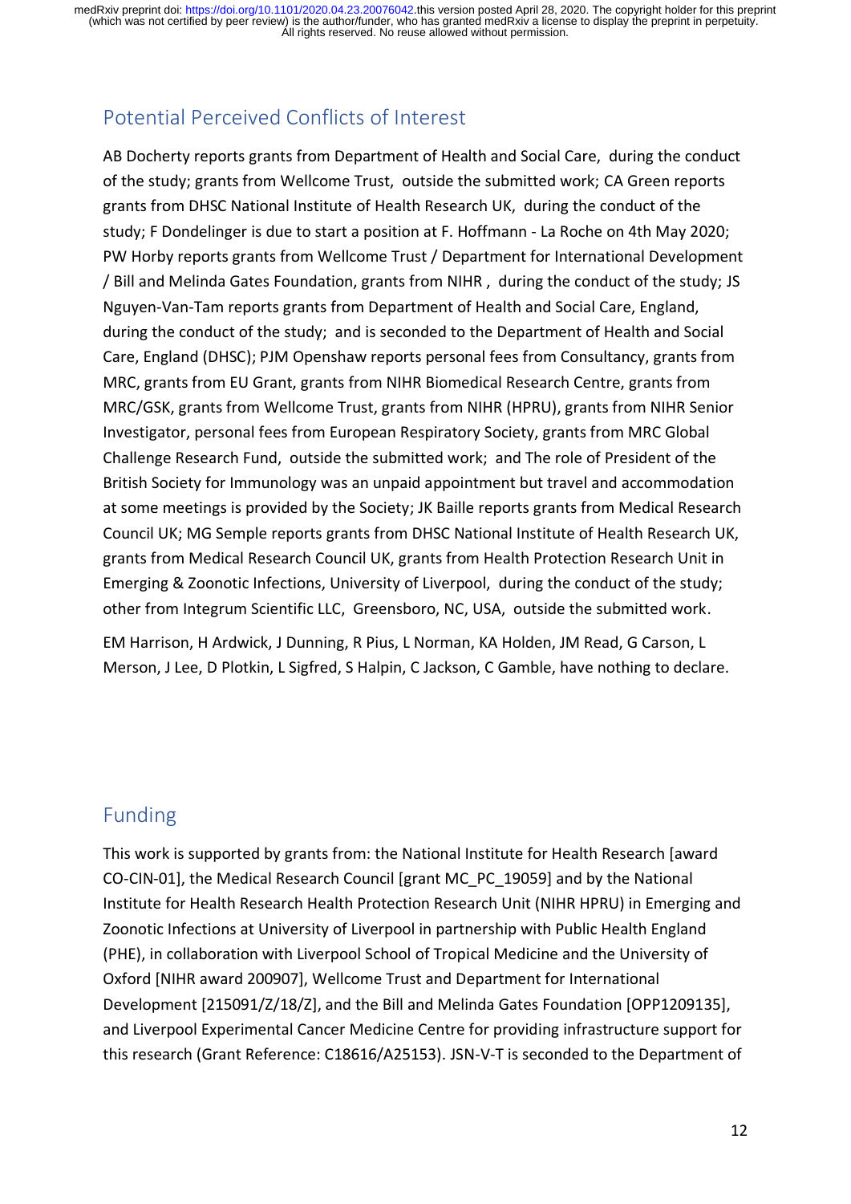## Potential Perceived Conflicts of Interest

AB Docherty reports grants from Department of Health and Social Care, during the conduct of the study; grants from Wellcome Trust, outside the submitted work; CA Green reports grants from DHSC National Institute of Health Research UK, during the conduct of the study; F Dondelinger is due to start a position at F. Hoffmann - La Roche on 4th May 2020; PW Horby reports grants from Wellcome Trust / Department for International Development / Bill and Melinda Gates Foundation, grants from NIHR , during the conduct of the study; JS Nguyen-Van-Tam reports grants from Department of Health and Social Care, England, during the conduct of the study; and is seconded to the Department of Health and Social Care, England (DHSC); PJM Openshaw reports personal fees from Consultancy, grants from MRC, grants from EU Grant, grants from NIHR Biomedical Research Centre, grants from MRC/GSK, grants from Wellcome Trust, grants from NIHR (HPRU), grants from NIHR Senior Investigator, personal fees from European Respiratory Society, grants from MRC Global Challenge Research Fund, outside the submitted work; and The role of President of the British Society for Immunology was an unpaid appointment but travel and accommodation at some meetings is provided by the Society; JK Baille reports grants from Medical Research Council UK; MG Semple reports grants from DHSC National Institute of Health Research UK, grants from Medical Research Council UK, grants from Health Protection Research Unit in Emerging & Zoonotic Infections, University of Liverpool, during the conduct of the study; other from Integrum Scientific LLC, Greensboro, NC, USA, outside the submitted work.

EM Harrison, H Ardwick, J Dunning, R Pius, L Norman, KA Holden, JM Read, G Carson, L Merson, J Lee, D Plotkin, L Sigfred, S Halpin, C Jackson, C Gamble, have nothing to declare.

## Funding

This work is supported by grants from: the National Institute for Health Research [award CO-CIN-01], the Medical Research Council [grant MC_PC_19059] and by the National Institute for Health Research Health Protection Research Unit (NIHR HPRU) in Emerging and Zoonotic Infections at University of Liverpool in partnership with Public Health England (PHE), in collaboration with Liverpool School of Tropical Medicine and the University of Oxford [NIHR award 200907], Wellcome Trust and Department for International Development [215091/Z/18/Z], and the Bill and Melinda Gates Foundation [OPP1209135], and Liverpool Experimental Cancer Medicine Centre for providing infrastructure support for this research (Grant Reference: C18616/A25153). JSN-V-T is seconded to the Department of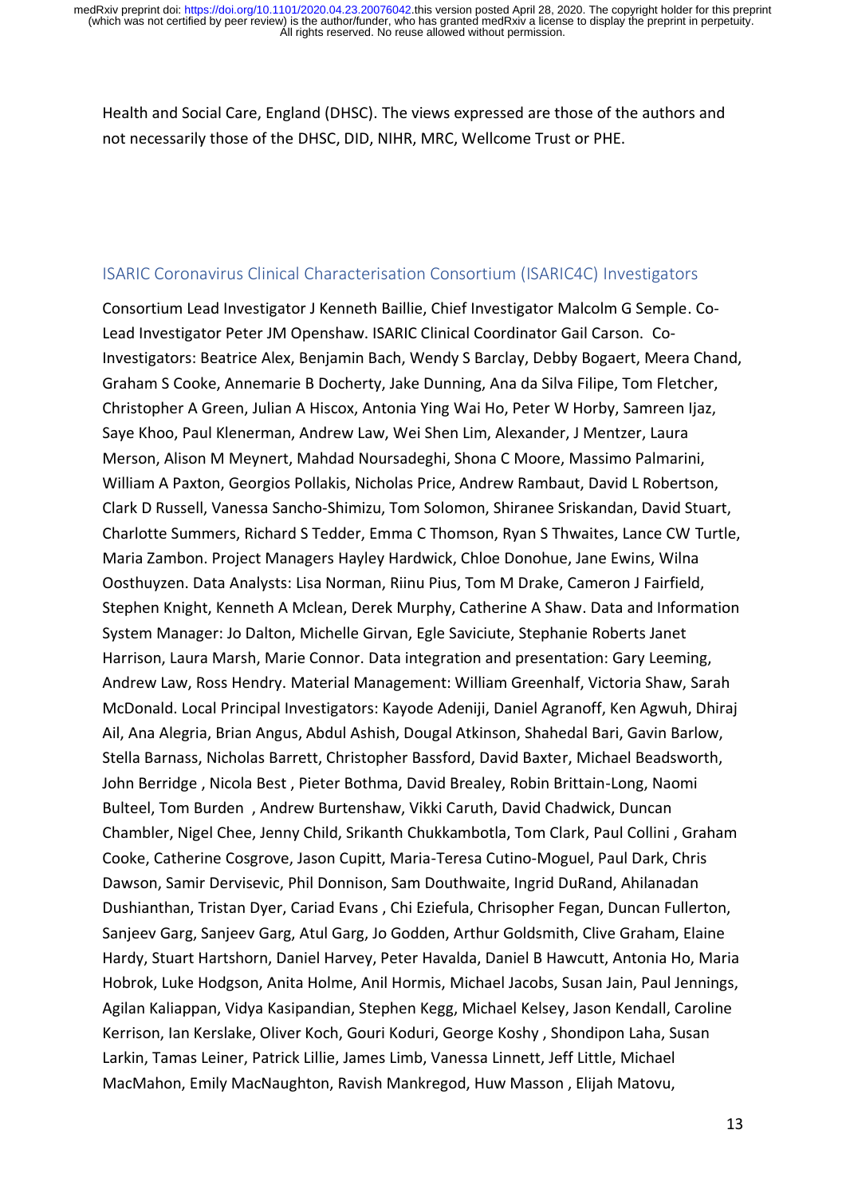Health and Social Care, England (DHSC). The views expressed are those of the authors and not necessarily those of the DHSC, DID, NIHR, MRC, Wellcome Trust or PHE.

## ISARIC Coronavirus Clinical Characterisation Consortium (ISARIC4C) Investigators

Consortium Lead Investigator J Kenneth Baillie, Chief Investigator Malcolm G Semple. Co-Lead Investigator Peter JM Openshaw. ISARIC Clinical Coordinator Gail Carson. Co-Investigators: Beatrice Alex, Benjamin Bach, Wendy S Barclay, Debby Bogaert, Meera Chand, Graham S Cooke, Annemarie B Docherty, Jake Dunning, Ana da Silva Filipe, Tom Fletcher, Christopher A Green, Julian A Hiscox, Antonia Ying Wai Ho, Peter W Horby, Samreen Ijaz, Saye Khoo, Paul Klenerman, Andrew Law, Wei Shen Lim, Alexander, J Mentzer, Laura Merson, Alison M Meynert, Mahdad Noursadeghi, Shona C Moore, Massimo Palmarini, William A Paxton, Georgios Pollakis, Nicholas Price, Andrew Rambaut, David L Robertson, Clark D Russell, Vanessa Sancho-Shimizu, Tom Solomon, Shiranee Sriskandan, David Stuart, Charlotte Summers, Richard S Tedder, Emma C Thomson, Ryan S Thwaites, Lance CW Turtle, Maria Zambon. Project Managers Hayley Hardwick, Chloe Donohue, Jane Ewins, Wilna Oosthuyzen. Data Analysts: Lisa Norman, Riinu Pius, Tom M Drake, Cameron J Fairfield, Stephen Knight, Kenneth A Mclean, Derek Murphy, Catherine A Shaw. Data and Information System Manager: Jo Dalton, Michelle Girvan, Egle Saviciute, Stephanie Roberts Janet Harrison, Laura Marsh, Marie Connor. Data integration and presentation: Gary Leeming, Andrew Law, Ross Hendry. Material Management: William Greenhalf, Victoria Shaw, Sarah McDonald. Local Principal Investigators: Kayode Adeniji, Daniel Agranoff, Ken Agwuh, Dhiraj Ail, Ana Alegria, Brian Angus, Abdul Ashish, Dougal Atkinson, Shahedal Bari, Gavin Barlow, Stella Barnass, Nicholas Barrett, Christopher Bassford, David Baxter, Michael Beadsworth, John Berridge , Nicola Best , Pieter Bothma, David Brealey, Robin Brittain-Long, Naomi Bulteel, Tom Burden , Andrew Burtenshaw, Vikki Caruth, David Chadwick, Duncan Chambler, Nigel Chee, Jenny Child, Srikanth Chukkambotla, Tom Clark, Paul Collini , Graham Cooke, Catherine Cosgrove, Jason Cupitt, Maria-Teresa Cutino-Moguel, Paul Dark, Chris Dawson, Samir Dervisevic, Phil Donnison, Sam Douthwaite, Ingrid DuRand, Ahilanadan Dushianthan, Tristan Dyer, Cariad Evans , Chi Eziefula, Chrisopher Fegan, Duncan Fullerton, Sanjeev Garg, Sanjeev Garg, Atul Garg, Jo Godden, Arthur Goldsmith, Clive Graham, Elaine Hardy, Stuart Hartshorn, Daniel Harvey, Peter Havalda, Daniel B Hawcutt, Antonia Ho, Maria Hobrok, Luke Hodgson, Anita Holme, Anil Hormis, Michael Jacobs, Susan Jain, Paul Jennings, Agilan Kaliappan, Vidya Kasipandian, Stephen Kegg, Michael Kelsey, Jason Kendall, Caroline Kerrison, Ian Kerslake, Oliver Koch, Gouri Koduri, George Koshy , Shondipon Laha, Susan Larkin, Tamas Leiner, Patrick Lillie, James Limb, Vanessa Linnett, Jeff Little, Michael MacMahon, Emily MacNaughton, Ravish Mankregod, Huw Masson , Elijah Matovu,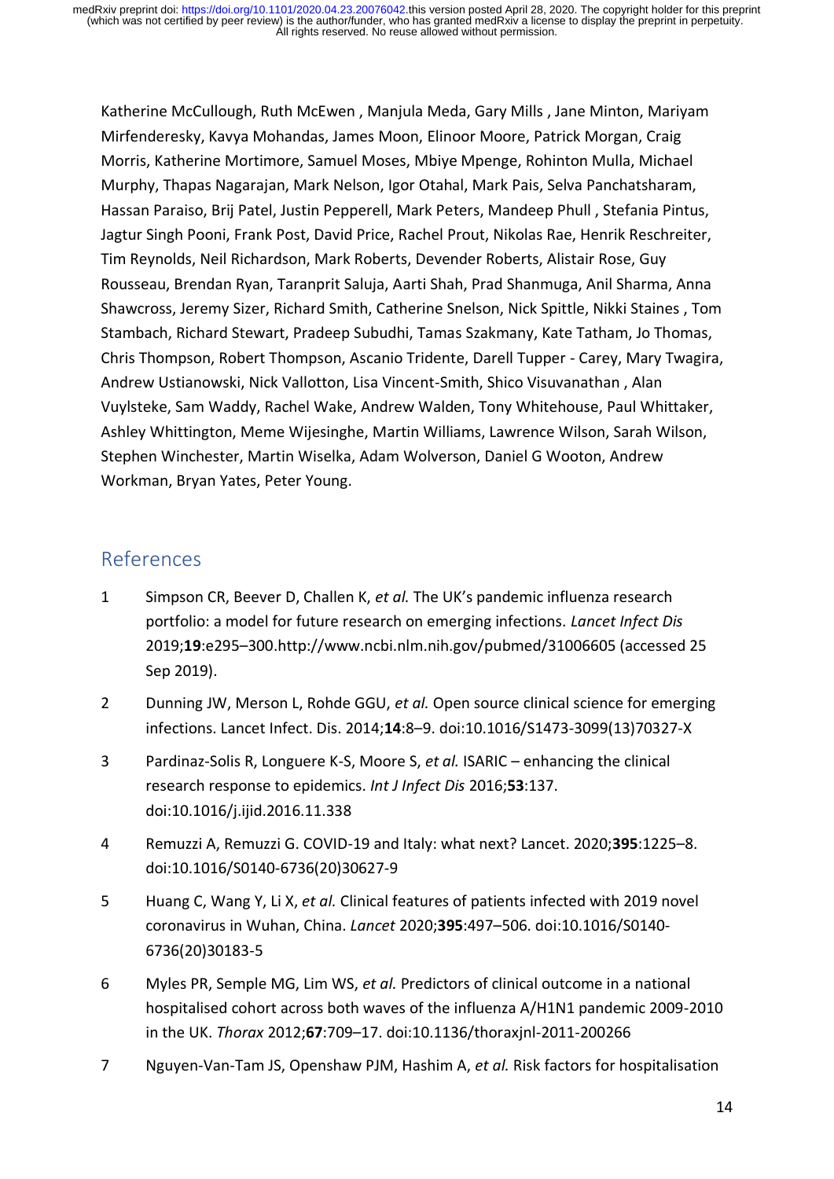Katherine McCullough, Ruth McEwen , Manjula Meda, Gary Mills , Jane Minton, Mariyam Mirfenderesky, Kavya Mohandas, James Moon, Elinoor Moore, Patrick Morgan, Craig Morris, Katherine Mortimore, Samuel Moses, Mbiye Mpenge, Rohinton Mulla, Michael Murphy, Thapas Nagarajan, Mark Nelson, Igor Otahal, Mark Pais, Selva Panchatsharam, Hassan Paraiso, Brij Patel, Justin Pepperell, Mark Peters, Mandeep Phull , Stefania Pintus, Jagtur Singh Pooni, Frank Post, David Price, Rachel Prout, Nikolas Rae, Henrik Reschreiter, Tim Reynolds, Neil Richardson, Mark Roberts, Devender Roberts, Alistair Rose, Guy Rousseau, Brendan Ryan, Taranprit Saluja, Aarti Shah, Prad Shanmuga, Anil Sharma, Anna Shawcross, Jeremy Sizer, Richard Smith, Catherine Snelson, Nick Spittle, Nikki Staines , Tom Stambach, Richard Stewart, Pradeep Subudhi, Tamas Szakmany, Kate Tatham, Jo Thomas, Chris Thompson, Robert Thompson, Ascanio Tridente, Darell Tupper - Carey, Mary Twagira, Andrew Ustianowski, Nick Vallotton, Lisa Vincent-Smith, Shico Visuvanathan , Alan Vuylsteke, Sam Waddy, Rachel Wake, Andrew Walden, Tony Whitehouse, Paul Whittaker, Ashley Whittington, Meme Wijesinghe, Martin Williams, Lawrence Wilson, Sarah Wilson, Stephen Winchester, Martin Wiselka, Adam Wolverson, Daniel G Wooton, Andrew Workman, Bryan Yates, Peter Young.

## References

1. Simpson CR, Beever D, Challen K, *et al.* The UK's pandemic influenza research portfolio: a model for future research on emerging infections. *Lancet Infect Dis* 2019;**19**:e295–300.http://www.ncbi.nlm.nih.gov/pubmed/31006605 (accessed 25 Sep 2019).
2. Dunning JW, Merson L, Rohde GGU, *et al.* Open source clinical science for emerging infections. Lancet Infect. Dis. 2014;**14**:8–9. doi:10.1016/S1473-3099(13)70327-X
3. Pardinaz-Solis R, Longuere K-S, Moore S, *et al.* ISARIC – enhancing the clinical research response to epidemics. *Int J Infect Dis* 2016;**53**:137. doi:10.1016/j.ijid.2016.11.338
4. Remuzzi A, Remuzzi G. COVID-19 and Italy: what next? Lancet. 2020;**395**:1225–8. doi:10.1016/S0140-6736(20)30627-9
5. Huang C, Wang Y, Li X, *et al.* Clinical features of patients infected with 2019 novel coronavirus in Wuhan, China. *Lancet* 2020;**395**:497–506. doi:10.1016/S0140-6736(20)30183-5
6. Myles PR, Semple MG, Lim WS, *et al.* Predictors of clinical outcome in a national hospitalised cohort across both waves of the influenza A/H1N1 pandemic 2009-2010 in the UK. *Thorax* 2012;**67**:709–17. doi:10.1136/thoraxjnl-2011-200266
7. Nguyen-Van-Tam JS, Openshaw PJM, Hashim A, *et al.* Risk factors for hospitalisation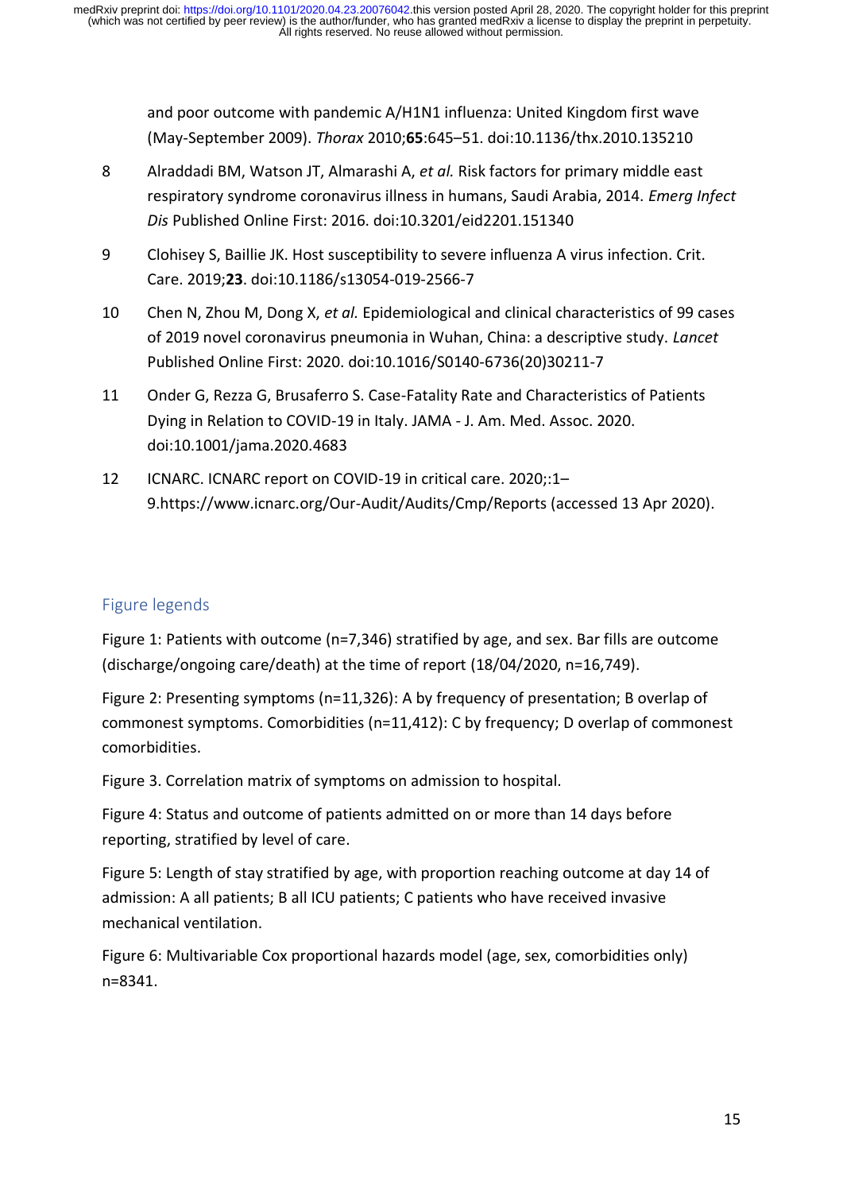and poor outcome with pandemic A/H1N1 influenza: United Kingdom first wave (May-September 2009). *Thorax* 2010;**65**:645–51. doi:10.1136/thx.2010.135210

8 Alraddadi BM, Watson JT, Almarashi A, *et al.* Risk factors for primary middle east respiratory syndrome coronavirus illness in humans, Saudi Arabia, 2014. *Emerg Infect Dis* Published Online First: 2016. doi:10.3201/eid2201.151340

9 Clohisey S, Baillie JK. Host susceptibility to severe influenza A virus infection. Crit. Care. 2019;**23**. doi:10.1186/s13054-019-2566-7

10 Chen N, Zhou M, Dong X, *et al.* Epidemiological and clinical characteristics of 99 cases of 2019 novel coronavirus pneumonia in Wuhan, China: a descriptive study. *Lancet* Published Online First: 2020. doi:10.1016/S0140-6736(20)30211-7

11 Onder G, Rezza G, Brusaferro S. Case-Fatality Rate and Characteristics of Patients Dying in Relation to COVID-19 in Italy. JAMA - J. Am. Med. Assoc. 2020. doi:10.1001/jama.2020.4683

12 ICNARC. ICNARC report on COVID-19 in critical care. 2020;:1–9.https://www.icnarc.org/Our-Audit/Audits/Cmp/Reports (accessed 13 Apr 2020).

## Figure legends

Figure 1: Patients with outcome (n=7,346) stratified by age, and sex. Bar fills are outcome (discharge/ongoing care/death) at the time of report (18/04/2020, n=16,749).

Figure 2: Presenting symptoms (n=11,326): A by frequency of presentation; B overlap of commonest symptoms. Comorbidities (n=11,412): C by frequency; D overlap of commonest comorbidities.

Figure 3. Correlation matrix of symptoms on admission to hospital.

Figure 4: Status and outcome of patients admitted on or more than 14 days before reporting, stratified by level of care.

Figure 5: Length of stay stratified by age, with proportion reaching outcome at day 14 of admission: A all patients; B all ICU patients; C patients who have received invasive mechanical ventilation.

Figure 6: Multivariable Cox proportional hazards model (age, sex, comorbidities only) n=8341.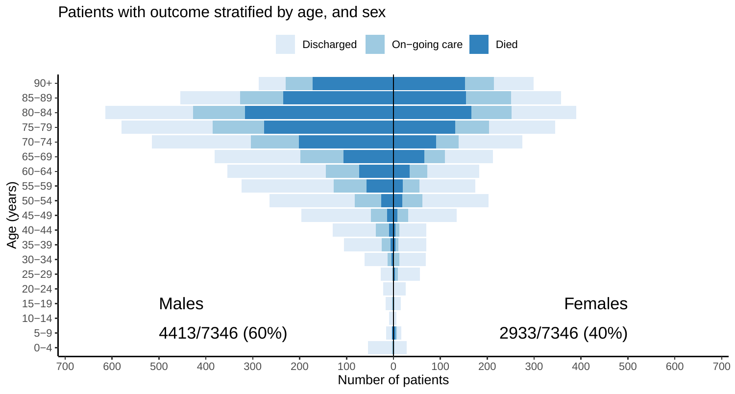Patients with outcome stratified by age, and sex

Discharged | On−going care | Died

Males

4413/7346 (60%)

Females

2933/7346 (40%)

Age (years)

Number of patients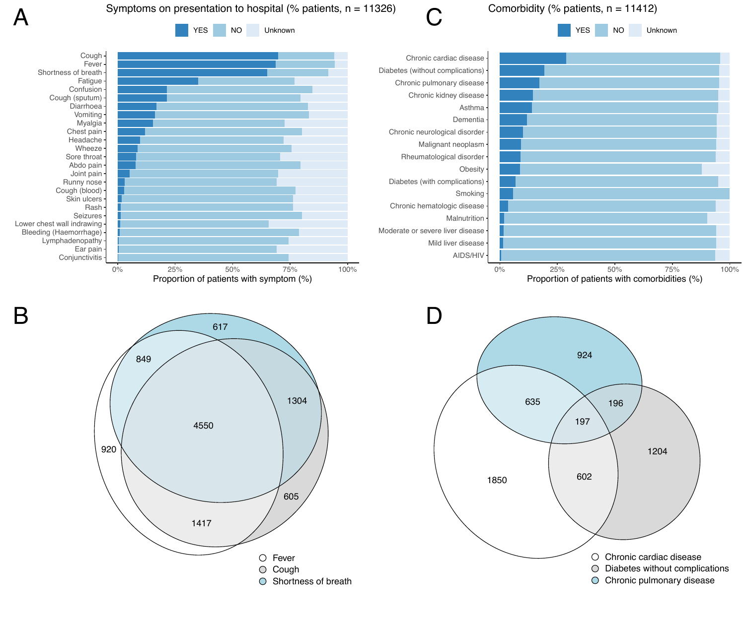A

Symptoms on presentation to hospital (% patients, n = 11326)

YES NO Unknown

Cough
Fever
Shortness of breath
Fatigue
Confusion
Cough (sputum)
Diarrhoea
Vomiting
Myalgia
Chest pain
Headache
Wheeze
Sore throat
Abdo pain
Joint pain
Runny nose
Cough (blood)
Skin ulcers
Rash
Seizures
Lower chest wall indrawing
Bleeding (Haemorrhage)
Lymphadenopathy
Ear pain
Conjunctivitis

0% 25% 50% 75% 100%

Proportion of patients with symptom (%)

C

Comorbidity (% patients, n = 11412)

YES NO Unknown

Chronic cardiac disease
Diabetes (without complications)
Chronic pulmonary disease
Chronic kidney disease
Asthma
Dementia
Chronic neurological disorder
Malignant neoplasm
Rheumatological disorder
Obesity
Diabetes (with complications)
Smoking
Chronic hematologic disease
Malnutrition
Moderate or severe liver disease
Mild liver disease
AIDS/HIV

0% 25% 50% 75% 100%

Proportion of patients with comorbidities (%)

B

617, 849, 1304, 4550, 920, 605, 1417

Fever
Cough
Shortness of breath

D

924, 635, 196, 197, 1204, 1850, 602

Chronic cardiac disease
Diabetes without complications
Chronic pulmonary disease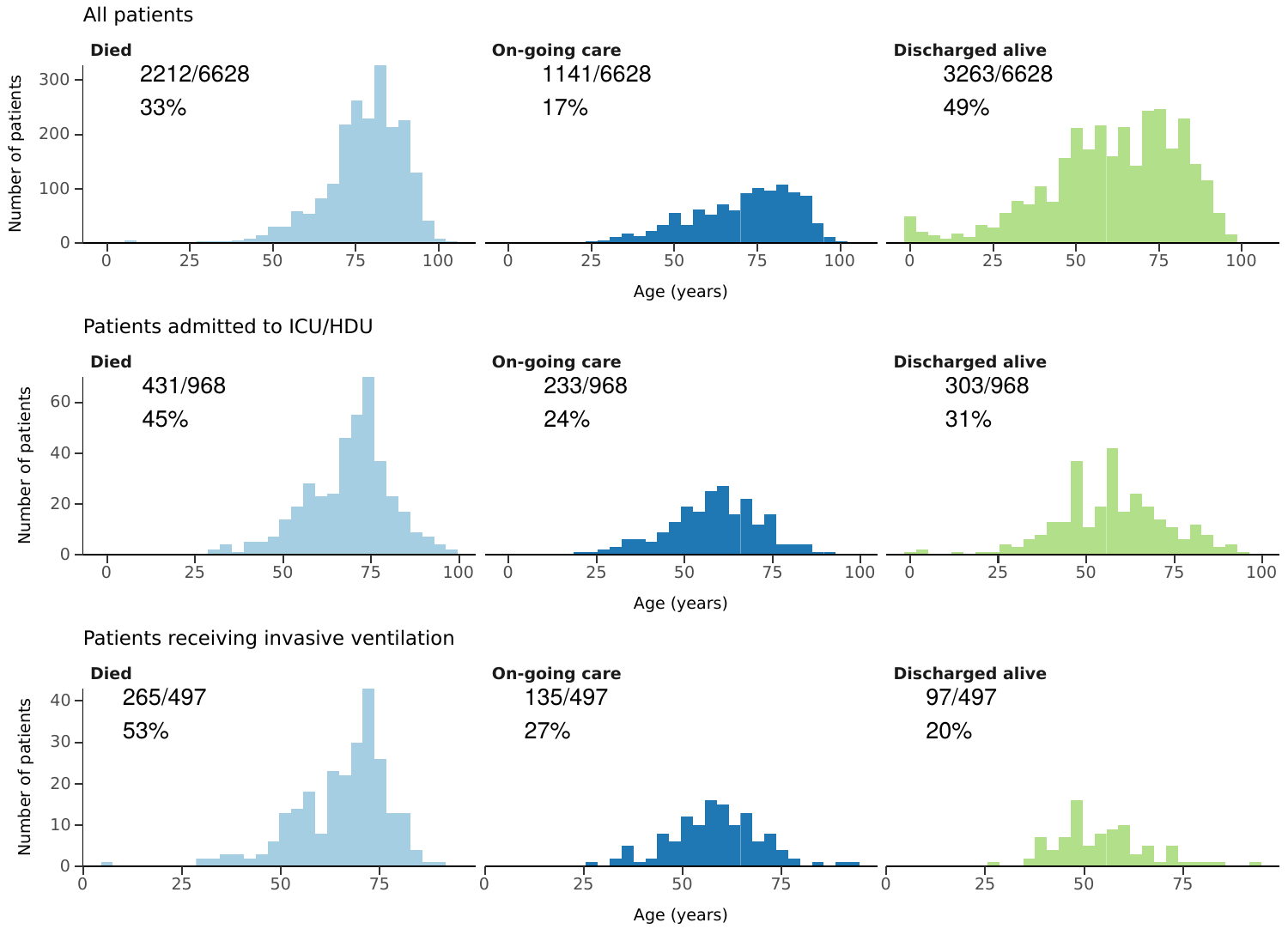All patients

**Died**

2212/6628

33%

**On-going care**

1141/6628

17%

**Discharged alive**

3263/6628

49%

Patients admitted to ICU/HDU

**Died**

431/968

45%

**On-going care**

233/968

24%

**Discharged alive**

303/968

31%

Patients receiving invasive ventilation

**Died**

265/497

53%

**On-going care**

135/497

27%

**Discharged alive**

97/497

20%

Number of patients

Age (years)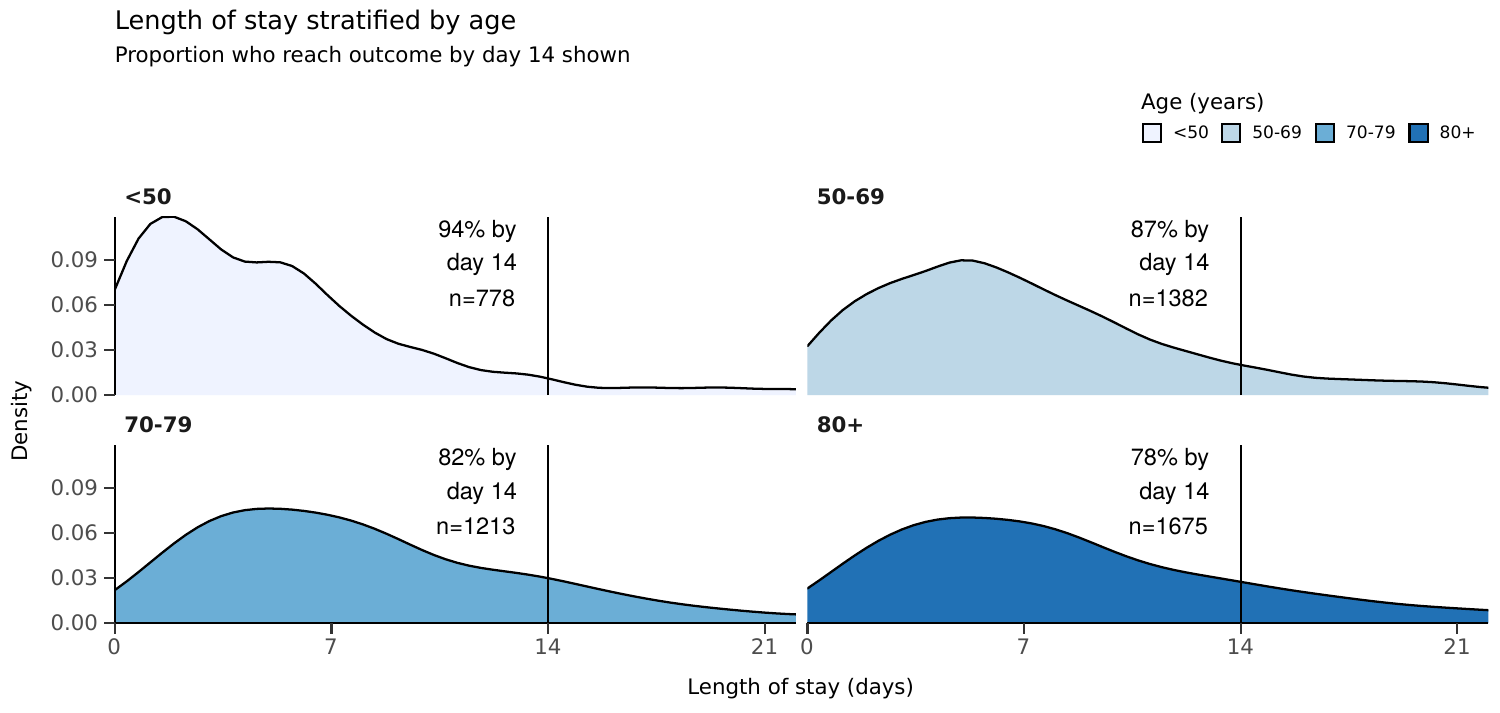Length of stay stratified by age

Proportion who reach outcome by day 14 shown

Age (years): <50, 50-69, 70-79, 80+

**<50**

94% by day 14

n=778

**50-69**

87% by day 14

n=1382

**70-79**

82% by day 14

n=1213

**80+**

78% by day 14

n=1675

Density

Length of stay (days)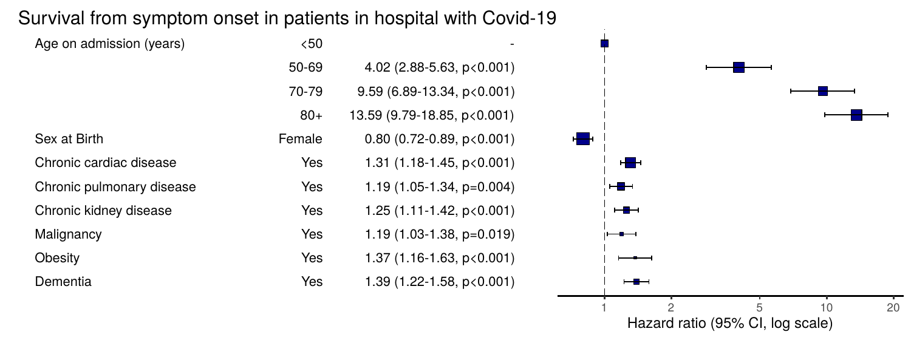Survival from symptom onset in patients in hospital with Covid-19

Age on admission (years) <50 -

50-69 4.02 (2.88-5.63, p<0.001)

70-79 9.59 (6.89-13.34, p<0.001)

80+ 13.59 (9.79-18.85, p<0.001)

Sex at Birth Female 0.80 (0.72-0.89, p<0.001)

Chronic cardiac disease Yes 1.31 (1.18-1.45, p<0.001)

Chronic pulmonary disease Yes 1.19 (1.05-1.34, p=0.004)

Chronic kidney disease Yes 1.25 (1.11-1.42, p<0.001)

Malignancy Yes 1.19 (1.03-1.38, p=0.019)

Obesity Yes 1.37 (1.16-1.63, p<0.001)

Dementia Yes 1.39 (1.22-1.58, p<0.001)

1 2 5 10 20

Hazard ratio (95% CI, log scale)